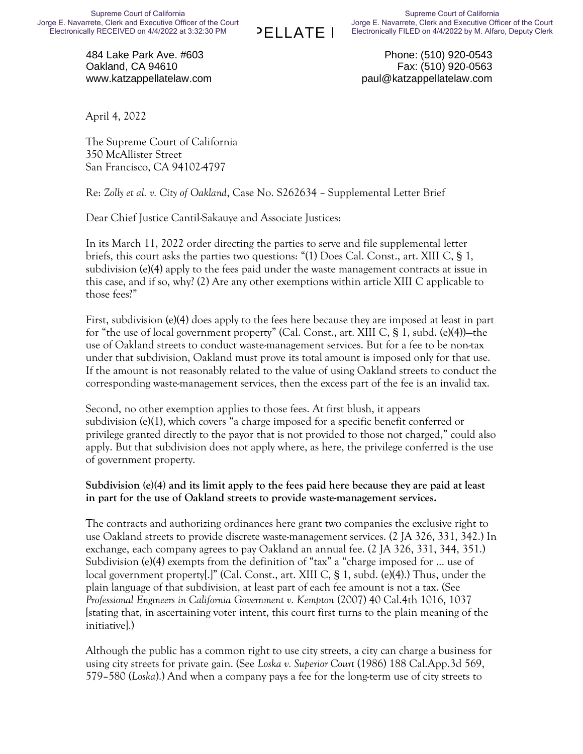484 Lake Park Ave. #603
Oakland, CA 94610
www.katzappellatelaw.com

Phone: (510) 920-0543
Fax: (510) 920-0563
paul@katzappellatelaw.com

April 4, 2022

The Supreme Court of California
350 McAllister Street
San Francisco, CA 94102-4797

Re: *Zolly et al. v. City of Oakland*, Case No. S262634 – Supplemental Letter Brief

Dear Chief Justice Cantil-Sakauye and Associate Justices:

In its March 11, 2022 order directing the parties to serve and file supplemental letter briefs, this court asks the parties two questions: "(1) Does Cal. Const., art. XIII C, § 1, subdivision (e)(4) apply to the fees paid under the waste management contracts at issue in this case, and if so, why? (2) Are any other exemptions within article XIII C applicable to those fees?"

First, subdivision (e)(4) does apply to the fees here because they are imposed at least in part for "the use of local government property" (Cal. Const., art. XIII C, § 1, subd. (e)(4))—the use of Oakland streets to conduct waste-management services. But for a fee to be non-tax under that subdivision, Oakland must prove its total amount is imposed only for that use. If the amount is not reasonably related to the value of using Oakland streets to conduct the corresponding waste-management services, then the excess part of the fee is an invalid tax.

Second, no other exemption applies to those fees. At first blush, it appears subdivision (e)(1), which covers "a charge imposed for a specific benefit conferred or privilege granted directly to the payor that is not provided to those not charged," could also apply. But that subdivision does not apply where, as here, the privilege conferred is the use of government property.

**Subdivision (e)(4) and its limit apply to the fees paid here because they are paid at least in part for the use of Oakland streets to provide waste-management services.**

The contracts and authorizing ordinances here grant two companies the exclusive right to use Oakland streets to provide discrete waste-management services. (2 JA 326, 331, 342.) In exchange, each company agrees to pay Oakland an annual fee. (2 JA 326, 331, 344, 351.) Subdivision (e)(4) exempts from the definition of "tax" a "charge imposed for … use of local government property[.]" (Cal. Const., art. XIII C, § 1, subd. (e)(4).) Thus, under the plain language of that subdivision, at least part of each fee amount is not a tax. (See *Professional Engineers in California Government v. Kempton* (2007) 40 Cal.4th 1016, 1037 [stating that, in ascertaining voter intent, this court first turns to the plain meaning of the initiative].)

Although the public has a common right to use city streets, a city can charge a business for using city streets for private gain. (See *Loska v. Superior Court* (1986) 188 Cal.App.3d 569, 579–580 (*Loska*).) And when a company pays a fee for the long-term use of city streets to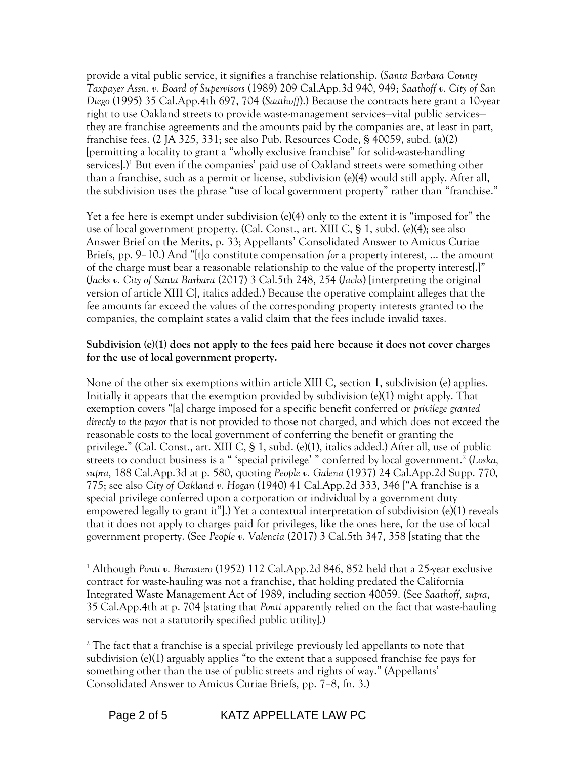provide a vital public service, it signifies a franchise relationship. (*Santa Barbara County Taxpayer Assn. v. Board of Supervisors* (1989) 209 Cal.App.3d 940, 949; *Saathoff v. City of San Diego* (1995) 35 Cal.App.4th 697, 704 (*Saathoff*).) Because the contracts here grant a 10-year right to use Oakland streets to provide waste-management services—vital public services—they are franchise agreements and the amounts paid by the companies are, at least in part, franchise fees. (2 JA 325, 331; see also Pub. Resources Code, § 40059, subd. (a)(2) [permitting a locality to grant a "wholly exclusive franchise" for solid-waste-handling services].)[1] But even if the companies' paid use of Oakland streets were something other than a franchise, such as a permit or license, subdivision (e)(4) would still apply. After all, the subdivision uses the phrase "use of local government property" rather than "franchise."

Yet a fee here is exempt under subdivision (e)(4) only to the extent it is "imposed for" the use of local government property. (Cal. Const., art. XIII C, § 1, subd. (e)(4); see also Answer Brief on the Merits, p. 33; Appellants' Consolidated Answer to Amicus Curiae Briefs, pp. 9–10.) And "[t]o constitute compensation *for* a property interest, … the amount of the charge must bear a reasonable relationship to the value of the property interest[.]" (*Jacks v. City of Santa Barbara* (2017) 3 Cal.5th 248, 254 (*Jacks*) [interpreting the original version of article XIII C], italics added.) Because the operative complaint alleges that the fee amounts far exceed the values of the corresponding property interests granted to the companies, the complaint states a valid claim that the fees include invalid taxes.

**Subdivision (e)(1) does not apply to the fees paid here because it does not cover charges for the use of local government property.**

None of the other six exemptions within article XIII C, section 1, subdivision (e) applies. Initially it appears that the exemption provided by subdivision (e)(1) might apply. That exemption covers "[a] charge imposed for a specific benefit conferred or *privilege granted directly to the payor* that is not provided to those not charged, and which does not exceed the reasonable costs to the local government of conferring the benefit or granting the privilege." (Cal. Const., art. XIII C, § 1, subd. (e)(1), italics added.) After all, use of public streets to conduct business is a " 'special privilege' " conferred by local government.[2] (*Loska, supra,* 188 Cal.App.3d at p. 580, quoting *People v. Galena* (1937) 24 Cal.App.2d Supp. 770, 775; see also *City of Oakland v. Hogan* (1940) 41 Cal.App.2d 333, 346 ["A franchise is a special privilege conferred upon a corporation or individual by a government duty empowered legally to grant it"].) Yet a contextual interpretation of subdivision (e)(1) reveals that it does not apply to charges paid for privileges, like the ones here, for the use of local government property. (See *People v. Valencia* (2017) 3 Cal.5th 347, 358 [stating that the

---

[1] Although *Ponti v. Burastero* (1952) 112 Cal.App.2d 846, 852 held that a 25-year exclusive contract for waste-hauling was not a franchise, that holding predated the California Integrated Waste Management Act of 1989, including section 40059. (See *Saathoff, supra,* 35 Cal.App.4th at p. 704 [stating that *Ponti* apparently relied on the fact that waste-hauling services was not a statutorily specified public utility].)

[2] The fact that a franchise is a special privilege previously led appellants to note that subdivision (e)(1) arguably applies "to the extent that a supposed franchise fee pays for something other than the use of public streets and rights of way." (Appellants' Consolidated Answer to Amicus Curiae Briefs, pp. 7–8, fn. 3.)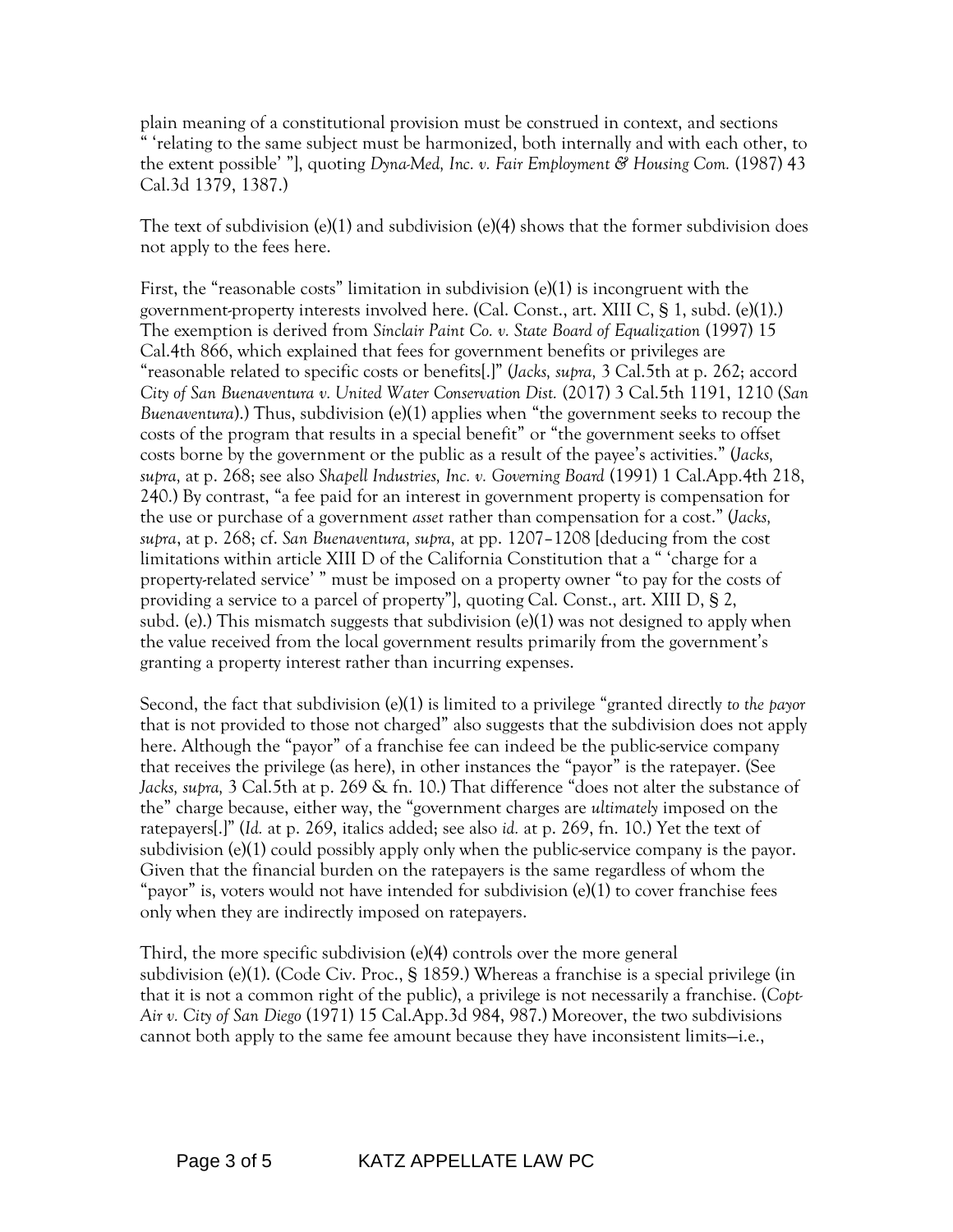plain meaning of a constitutional provision must be construed in context, and sections " 'relating to the same subject must be harmonized, both internally and with each other, to the extent possible' "], quoting *Dyna-Med, Inc. v. Fair Employment & Housing Com.* (1987) 43 Cal.3d 1379, 1387.)

The text of subdivision (e)(1) and subdivision (e)(4) shows that the former subdivision does not apply to the fees here.

First, the "reasonable costs" limitation in subdivision (e)(1) is incongruent with the government-property interests involved here. (Cal. Const., art. XIII C, § 1, subd. (e)(1).) The exemption is derived from *Sinclair Paint Co. v. State Board of Equalization* (1997) 15 Cal.4th 866, which explained that fees for government benefits or privileges are "reasonable related to specific costs or benefits[.]" (*Jacks, supra,* 3 Cal.5th at p. 262; accord *City of San Buenaventura v. United Water Conservation Dist.* (2017) 3 Cal.5th 1191, 1210 (*San Buenaventura*).) Thus, subdivision (e)(1) applies when "the government seeks to recoup the costs of the program that results in a special benefit" or "the government seeks to offset costs borne by the government or the public as a result of the payee's activities." (*Jacks, supra,* at p. 268; see also *Shapell Industries, Inc. v. Governing Board* (1991) 1 Cal.App.4th 218, 240.) By contrast, "a fee paid for an interest in government property is compensation for the use or purchase of a government *asset* rather than compensation for a cost." (*Jacks, supra*, at p. 268; cf. *San Buenaventura, supra,* at pp. 1207–1208 [deducing from the cost limitations within article XIII D of the California Constitution that a " 'charge for a property-related service' " must be imposed on a property owner "to pay for the costs of providing a service to a parcel of property"], quoting Cal. Const., art. XIII D, § 2, subd. (e).) This mismatch suggests that subdivision (e)(1) was not designed to apply when the value received from the local government results primarily from the government's granting a property interest rather than incurring expenses.

Second, the fact that subdivision (e)(1) is limited to a privilege "granted directly *to the payor* that is not provided to those not charged" also suggests that the subdivision does not apply here. Although the "payor" of a franchise fee can indeed be the public-service company that receives the privilege (as here), in other instances the "payor" is the ratepayer. (See *Jacks, supra,* 3 Cal.5th at p. 269 & fn. 10.) That difference "does not alter the substance of the" charge because, either way, the "government charges are *ultimately* imposed on the ratepayers[.]" (*Id.* at p. 269, italics added; see also *id.* at p. 269, fn. 10.) Yet the text of subdivision (e)(1) could possibly apply only when the public-service company is the payor. Given that the financial burden on the ratepayers is the same regardless of whom the "payor" is, voters would not have intended for subdivision (e)(1) to cover franchise fees only when they are indirectly imposed on ratepayers.

Third, the more specific subdivision (e)(4) controls over the more general subdivision (e)(1). (Code Civ. Proc., § 1859.) Whereas a franchise is a special privilege (in that it is not a common right of the public), a privilege is not necessarily a franchise. (*Copt-Air v. City of San Diego* (1971) 15 Cal.App.3d 984, 987.) Moreover, the two subdivisions cannot both apply to the same fee amount because they have inconsistent limits—i.e.,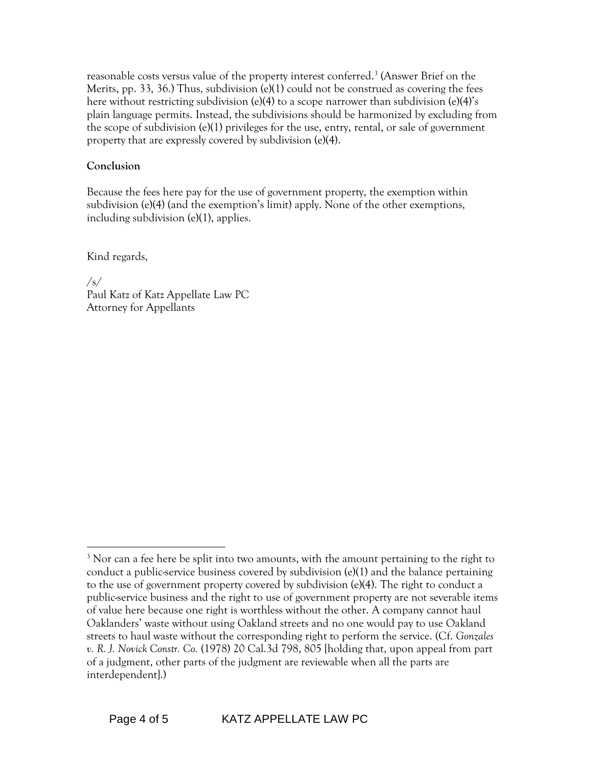reasonable costs versus value of the property interest conferred.[3] (Answer Brief on the Merits, pp. 33, 36.) Thus, subdivision (e)(1) could not be construed as covering the fees here without restricting subdivision (e)(4) to a scope narrower than subdivision (e)(4)'s plain language permits. Instead, the subdivisions should be harmonized by excluding from the scope of subdivision (e)(1) privileges for the use, entry, rental, or sale of government property that are expressly covered by subdivision (e)(4).

**Conclusion**

Because the fees here pay for the use of government property, the exemption within subdivision (e)(4) (and the exemption's limit) apply. None of the other exemptions, including subdivision (e)(1), applies.

Kind regards,

*/s/*
Paul Katz of Katz Appellate Law PC
Attorney for Appellants

---

[3] Nor can a fee here be split into two amounts, with the amount pertaining to the right to conduct a public-service business covered by subdivision (e)(1) and the balance pertaining to the use of government property covered by subdivision (e)(4). The right to conduct a public-service business and the right to use of government property are not severable items of value here because one right is worthless without the other. A company cannot haul Oaklanders' waste without using Oakland streets and no one would pay to use Oakland streets to haul waste without the corresponding right to perform the service. (Cf. *Gonzales v. R. J. Novick Constr. Co.* (1978) 20 Cal.3d 798, 805 [holding that, upon appeal from part of a judgment, other parts of the judgment are reviewable when all the parts are interdependent].)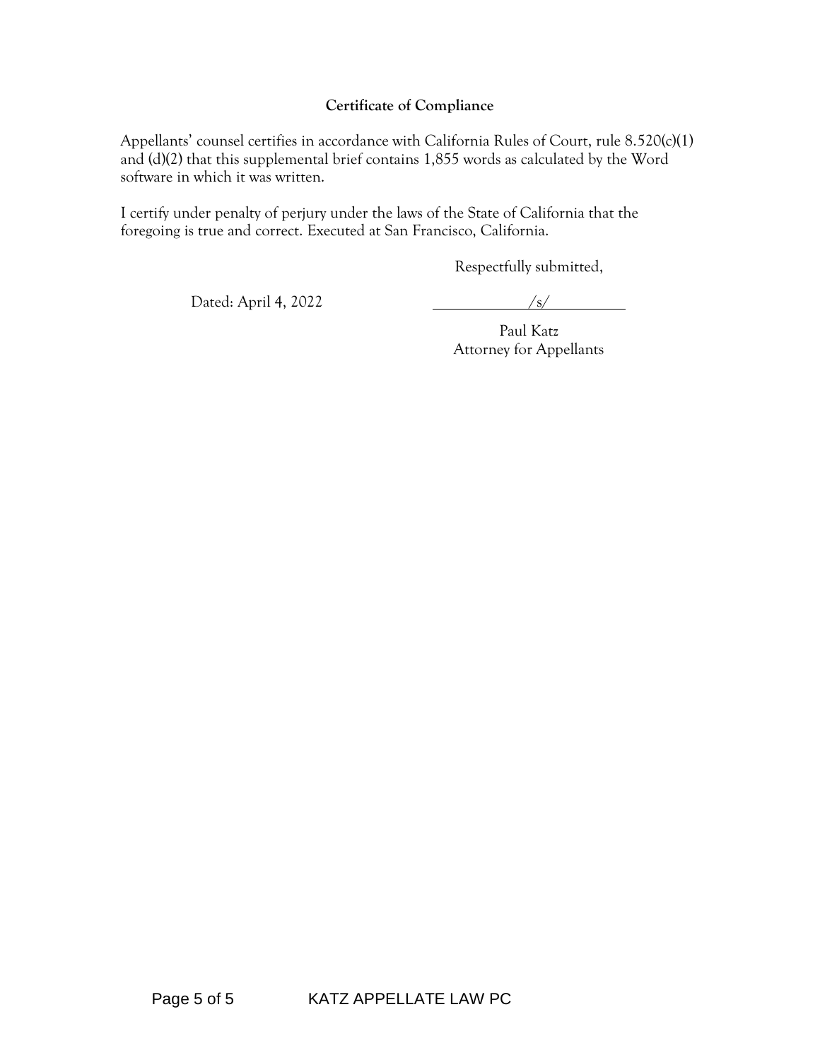**Certificate of Compliance**

Appellants' counsel certifies in accordance with California Rules of Court, rule 8.520(c)(1) and (d)(2) that this supplemental brief contains 1,855 words as calculated by the Word software in which it was written.

I certify under penalty of perjury under the laws of the State of California that the foregoing is true and correct. Executed at San Francisco, California.

Respectfully submitted,

Dated: April 4, 2022

/s/

Paul Katz
Attorney for Appellants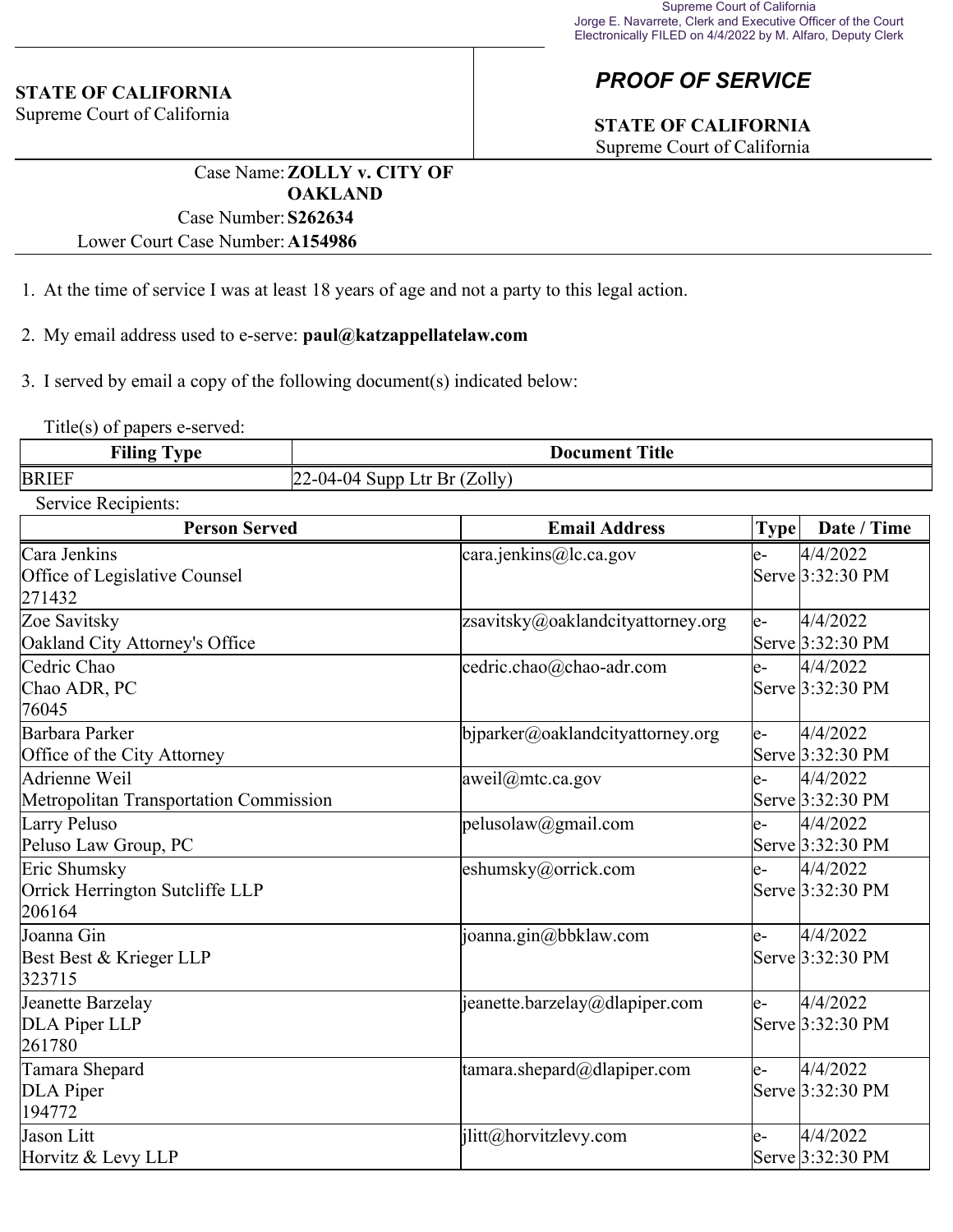Supreme Court of California
Jorge E. Navarrete, Clerk and Executive Officer of the Court
Electronically FILED on 4/4/2022 by M. Alfaro, Deputy Clerk

**STATE OF CALIFORNIA**
Supreme Court of California

## *PROOF OF SERVICE*

**STATE OF CALIFORNIA**
Supreme Court of California

Case Name: **ZOLLY v. CITY OF OAKLAND**
Case Number: **S262634**
Lower Court Case Number: **A154986**

1. At the time of service I was at least 18 years of age and not a party to this legal action.

2. My email address used to e-serve: **paul@katzappellatelaw.com**

3. I served by email a copy of the following document(s) indicated below:

Title(s) of papers e-served:

| Filing Type | Document Title |
|---|---|
| BRIEF | 22-04-04 Supp Ltr Br (Zolly) |

Service Recipients:

| Person Served | Email Address | Type | Date / Time |
|---|---|---|---|
| Cara Jenkins<br>Office of Legislative Counsel<br>271432 | cara.jenkins@lc.ca.gov | e-Serve | 4/4/2022 3:32:30 PM |
| Zoe Savitsky<br>Oakland City Attorney's Office | zsavitsky@oaklandcityattorney.org | e-Serve | 4/4/2022 3:32:30 PM |
| Cedric Chao<br>Chao ADR, PC<br>76045 | cedric.chao@chao-adr.com | e-Serve | 4/4/2022 3:32:30 PM |
| Barbara Parker<br>Office of the City Attorney | bjparker@oaklandcityattorney.org | e-Serve | 4/4/2022 3:32:30 PM |
| Adrienne Weil<br>Metropolitan Transportation Commission | aweil@mtc.ca.gov | e-Serve | 4/4/2022 3:32:30 PM |
| Larry Peluso<br>Peluso Law Group, PC | pelusolaw@gmail.com | e-Serve | 4/4/2022 3:32:30 PM |
| Eric Shumsky<br>Orrick Herrington Sutcliffe LLP<br>206164 | eshumsky@orrick.com | e-Serve | 4/4/2022 3:32:30 PM |
| Joanna Gin<br>Best Best & Krieger LLP<br>323715 | joanna.gin@bbklaw.com | e-Serve | 4/4/2022 3:32:30 PM |
| Jeanette Barzelay<br>DLA Piper LLP<br>261780 | jeanette.barzelay@dlapiper.com | e-Serve | 4/4/2022 3:32:30 PM |
| Tamara Shepard<br>DLA Piper<br>194772 | tamara.shepard@dlapiper.com | e-Serve | 4/4/2022 3:32:30 PM |
| Jason Litt<br>Horvitz & Levy LLP | jlitt@horvitzlevy.com | e-Serve | 4/4/2022 3:32:30 PM |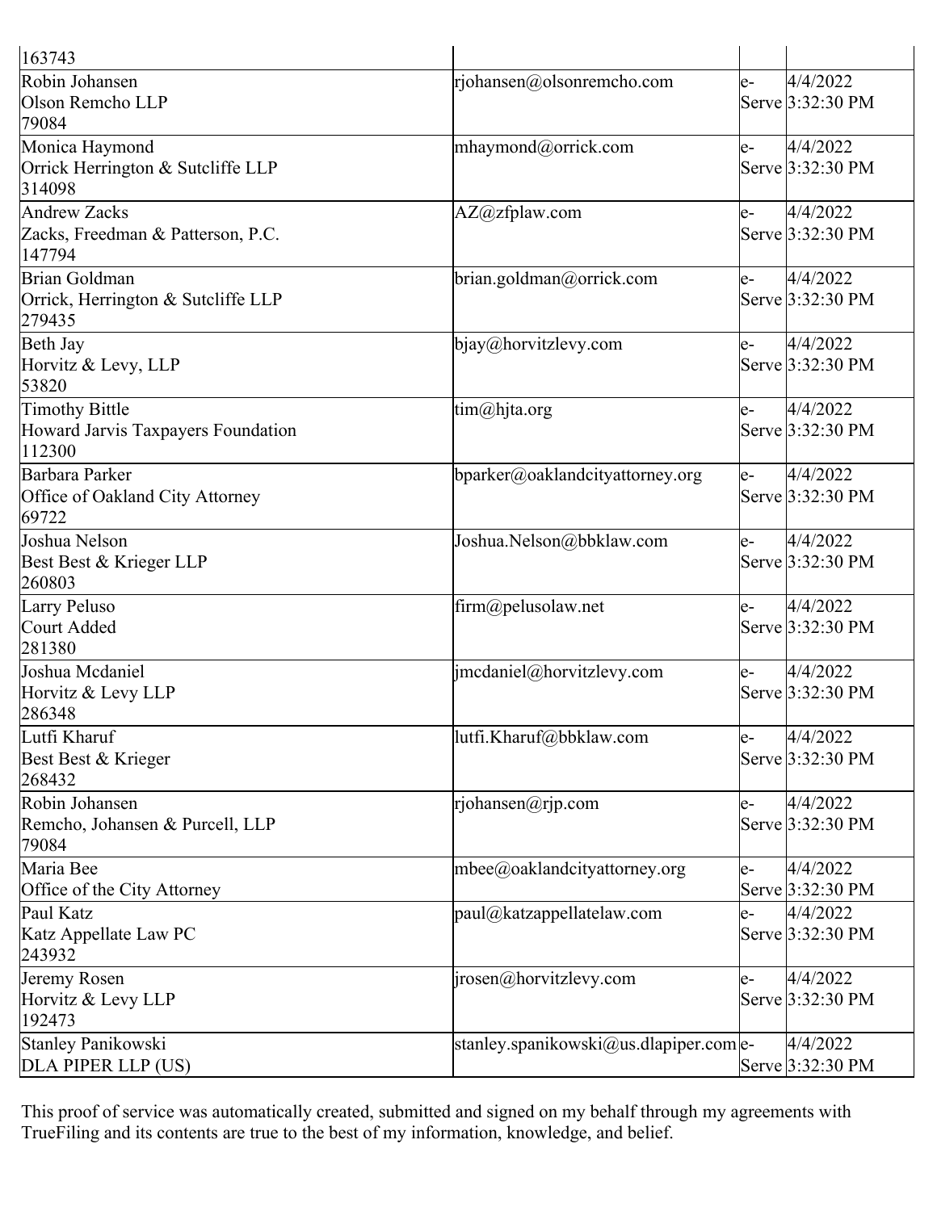| | | | |
|---|---|---|---|
| 163743 | | | |
| Robin Johansen<br>Olson Remcho LLP<br>79084 | rjohansen@olsonremcho.com | e-Serve | 4/4/2022 3:32:30 PM |
| Monica Haymond<br>Orrick Herrington & Sutcliffe LLP<br>314098 | mhaymond@orrick.com | e-Serve | 4/4/2022 3:32:30 PM |
| Andrew Zacks<br>Zacks, Freedman & Patterson, P.C.<br>147794 | AZ@zfplaw.com | e-Serve | 4/4/2022 3:32:30 PM |
| Brian Goldman<br>Orrick, Herrington & Sutcliffe LLP<br>279435 | brian.goldman@orrick.com | e-Serve | 4/4/2022 3:32:30 PM |
| Beth Jay<br>Horvitz & Levy, LLP<br>53820 | bjay@horvitzlevy.com | e-Serve | 4/4/2022 3:32:30 PM |
| Timothy Bittle<br>Howard Jarvis Taxpayers Foundation<br>112300 | tim@hjta.org | e-Serve | 4/4/2022 3:32:30 PM |
| Barbara Parker<br>Office of Oakland City Attorney<br>69722 | bparker@oaklandcityattorney.org | e-Serve | 4/4/2022 3:32:30 PM |
| Joshua Nelson<br>Best Best & Krieger LLP<br>260803 | Joshua.Nelson@bbklaw.com | e-Serve | 4/4/2022 3:32:30 PM |
| Larry Peluso<br>Court Added<br>281380 | firm@pelusolaw.net | e-Serve | 4/4/2022 3:32:30 PM |
| Joshua Mcdaniel<br>Horvitz & Levy LLP<br>286348 | jmcdaniel@horvitzlevy.com | e-Serve | 4/4/2022 3:32:30 PM |
| Lutfi Kharuf<br>Best Best & Krieger<br>268432 | lutfi.Kharuf@bbklaw.com | e-Serve | 4/4/2022 3:32:30 PM |
| Robin Johansen<br>Remcho, Johansen & Purcell, LLP<br>79084 | rjohansen@rjp.com | e-Serve | 4/4/2022 3:32:30 PM |
| Maria Bee<br>Office of the City Attorney | mbee@oaklandcityattorney.org | e-Serve | 4/4/2022 3:32:30 PM |
| Paul Katz<br>Katz Appellate Law PC<br>243932 | paul@katzappellatelaw.com | e-Serve | 4/4/2022 3:32:30 PM |
| Jeremy Rosen<br>Horvitz & Levy LLP<br>192473 | jrosen@horvitzlevy.com | e-Serve | 4/4/2022 3:32:30 PM |
| Stanley Panikowski<br>DLA PIPER LLP (US) | stanley.spanikowski@us.dlapiper.com | e-Serve | 4/4/2022 3:32:30 PM |

This proof of service was automatically created, submitted and signed on my behalf through my agreements with TrueFiling and its contents are true to the best of my information, knowledge, and belief.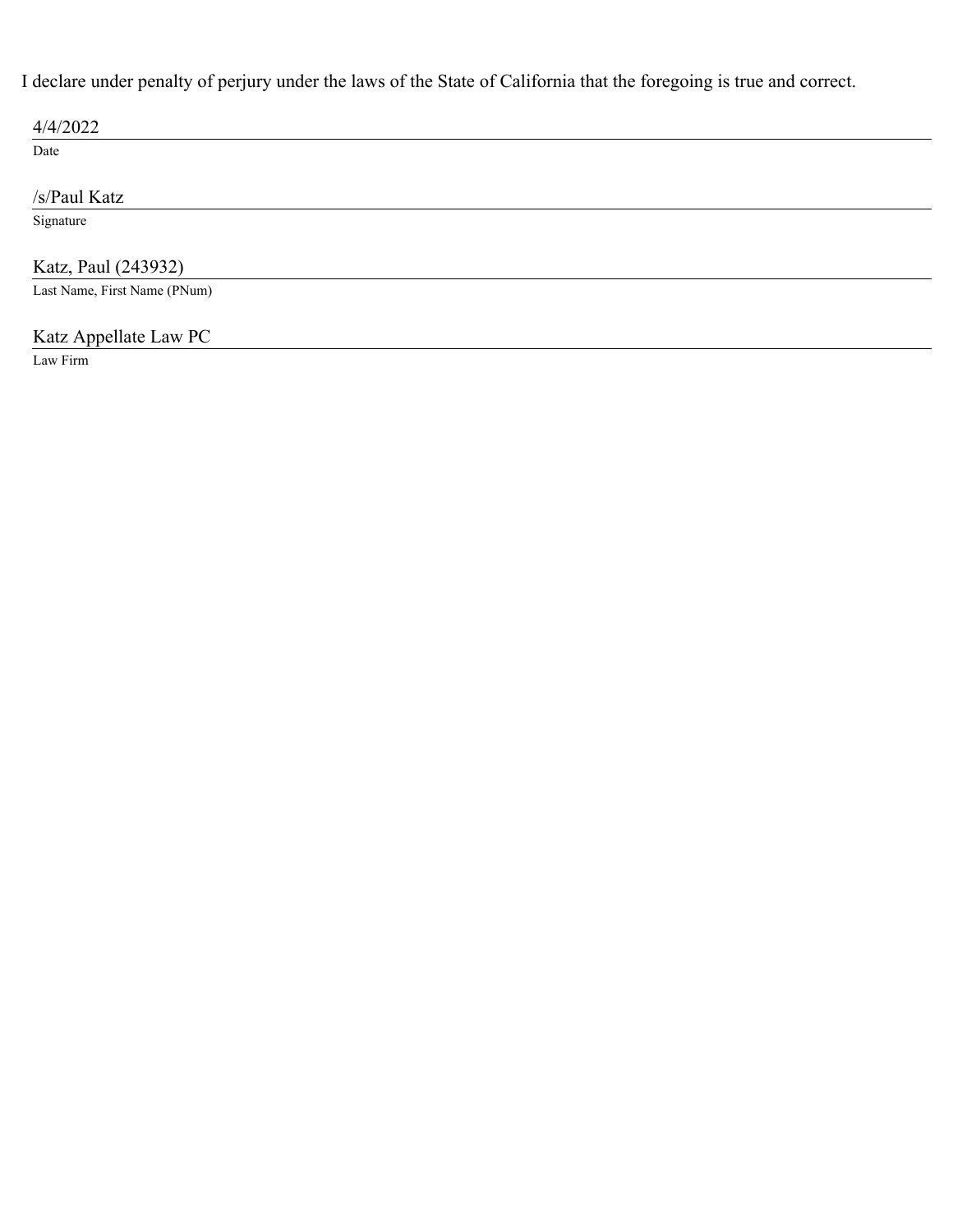I declare under penalty of perjury under the laws of the State of California that the foregoing is true and correct.

4/4/2022

Date

/s/Paul Katz

Signature

Katz, Paul (243932)

Last Name, First Name (PNum)

Katz Appellate Law PC

Law Firm